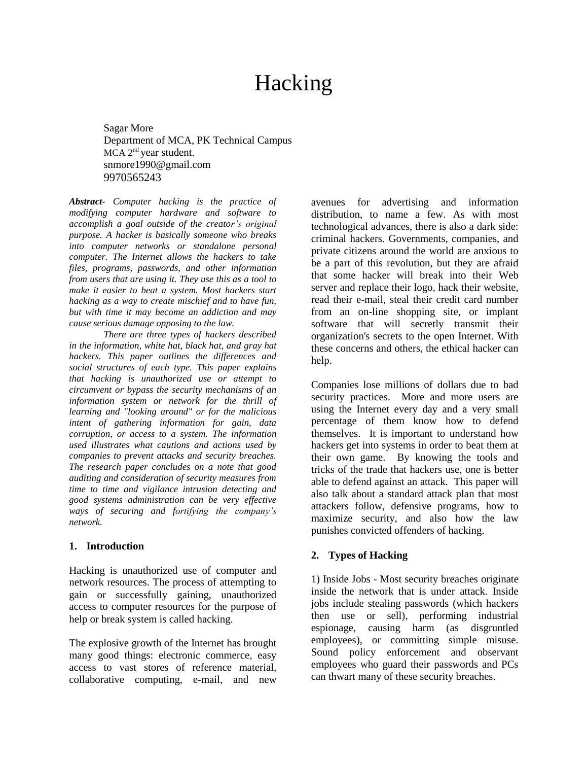# Hacking

Sagar More
Department of MCA, PK Technical Campus
MCA 2nd year student.
snmore1990@gmail.com
9970565243

***Abstract-*** *Computer hacking is the practice of modifying computer hardware and software to accomplish a goal outside of the creator's original purpose. A hacker is basically someone who breaks into computer networks or standalone personal computer. The Internet allows the hackers to take files, programs, passwords, and other information from users that are using it. They use this as a tool to make it easier to beat a system. Most hackers start hacking as a way to create mischief and to have fun, but with time it may become an addiction and may cause serious damage opposing to the law.*

*There are three types of hackers described in the information, white hat, black hat, and gray hat hackers. This paper outlines the differences and social structures of each type. This paper explains that hacking is unauthorized use or attempt to circumvent or bypass the security mechanisms of an information system or network for the thrill of learning and "looking around" or for the malicious intent of gathering information for gain, data corruption, or access to a system. The information used illustrates what cautions and actions used by companies to prevent attacks and security breaches. The research paper concludes on a note that good auditing and consideration of security measures from time to time and vigilance intrusion detecting and good systems administration can be very effective ways of securing and fortifying the company's network.*

## 1. Introduction

Hacking is unauthorized use of computer and network resources. The process of attempting to gain or successfully gaining, unauthorized access to computer resources for the purpose of help or break system is called hacking.

The explosive growth of the Internet has brought many good things: electronic commerce, easy access to vast stores of reference material, collaborative computing, e-mail, and new avenues for advertising and information distribution, to name a few. As with most technological advances, there is also a dark side: criminal hackers. Governments, companies, and private citizens around the world are anxious to be a part of this revolution, but they are afraid that some hacker will break into their Web server and replace their logo, hack their website, read their e-mail, steal their credit card number from an on-line shopping site, or implant software that will secretly transmit their organization's secrets to the open Internet. With these concerns and others, the ethical hacker can help.

Companies lose millions of dollars due to bad security practices. More and more users are using the Internet every day and a very small percentage of them know how to defend themselves. It is important to understand how hackers get into systems in order to beat them at their own game. By knowing the tools and tricks of the trade that hackers use, one is better able to defend against an attack. This paper will also talk about a standard attack plan that most attackers follow, defensive programs, how to maximize security, and also how the law punishes convicted offenders of hacking.

## 2. Types of Hacking

1) Inside Jobs - Most security breaches originate inside the network that is under attack. Inside jobs include stealing passwords (which hackers then use or sell), performing industrial espionage, causing harm (as disgruntled employees), or committing simple misuse. Sound policy enforcement and observant employees who guard their passwords and PCs can thwart many of these security breaches.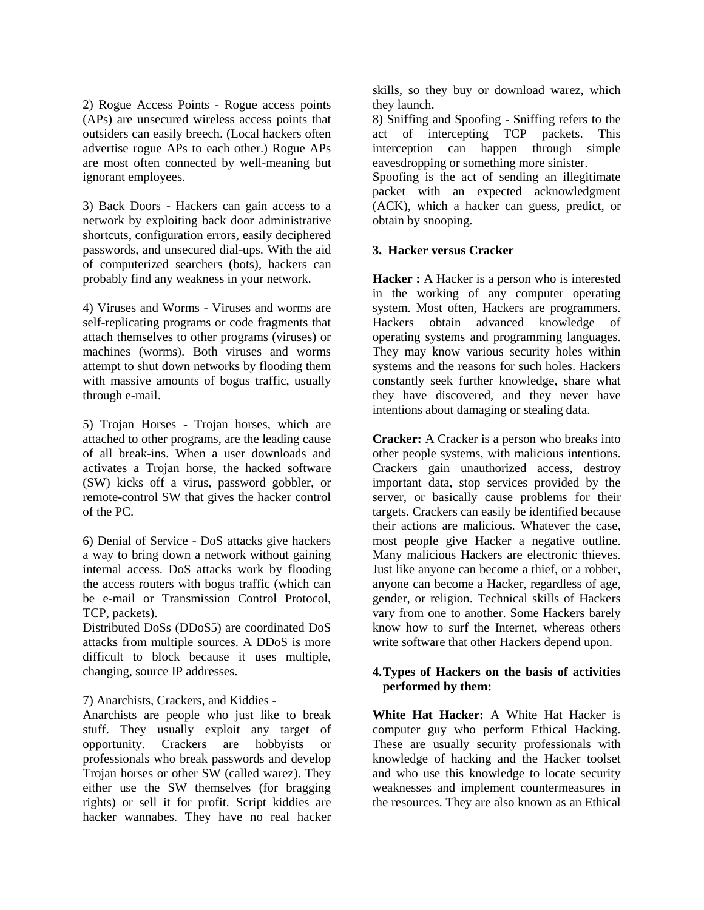2) Rogue Access Points - Rogue access points (APs) are unsecured wireless access points that outsiders can easily breech. (Local hackers often advertise rogue APs to each other.) Rogue APs are most often connected by well-meaning but ignorant employees.

3) Back Doors - Hackers can gain access to a network by exploiting back door administrative shortcuts, configuration errors, easily deciphered passwords, and unsecured dial-ups. With the aid of computerized searchers (bots), hackers can probably find any weakness in your network.

4) Viruses and Worms - Viruses and worms are self-replicating programs or code fragments that attach themselves to other programs (viruses) or machines (worms). Both viruses and worms attempt to shut down networks by flooding them with massive amounts of bogus traffic, usually through e-mail.

5) Trojan Horses - Trojan horses, which are attached to other programs, are the leading cause of all break-ins. When a user downloads and activates a Trojan horse, the hacked software (SW) kicks off a virus, password gobbler, or remote-control SW that gives the hacker control of the PC.

6) Denial of Service - DoS attacks give hackers a way to bring down a network without gaining internal access. DoS attacks work by flooding the access routers with bogus traffic (which can be e-mail or Transmission Control Protocol, TCP, packets).
Distributed DoSs (DDoS5) are coordinated DoS attacks from multiple sources. A DDoS is more difficult to block because it uses multiple, changing, source IP addresses.

7) Anarchists, Crackers, and Kiddies -
Anarchists are people who just like to break stuff. They usually exploit any target of opportunity. Crackers are hobbyists or professionals who break passwords and develop Trojan horses or other SW (called warez). They either use the SW themselves (for bragging rights) or sell it for profit. Script kiddies are hacker wannabes. They have no real hacker skills, so they buy or download warez, which they launch.

8) Sniffing and Spoofing - Sniffing refers to the act of intercepting TCP packets. This interception can happen through simple eavesdropping or something more sinister.
Spoofing is the act of sending an illegitimate packet with an expected acknowledgment (ACK), which a hacker can guess, predict, or obtain by snooping.

## 3. Hacker versus Cracker

**Hacker :** A Hacker is a person who is interested in the working of any computer operating system. Most often, Hackers are programmers. Hackers obtain advanced knowledge of operating systems and programming languages. They may know various security holes within systems and the reasons for such holes. Hackers constantly seek further knowledge, share what they have discovered, and they never have intentions about damaging or stealing data.

**Cracker:** A Cracker is a person who breaks into other people systems, with malicious intentions. Crackers gain unauthorized access, destroy important data, stop services provided by the server, or basically cause problems for their targets. Crackers can easily be identified because their actions are malicious. Whatever the case, most people give Hacker a negative outline. Many malicious Hackers are electronic thieves. Just like anyone can become a thief, or a robber, anyone can become a Hacker, regardless of age, gender, or religion. Technical skills of Hackers vary from one to another. Some Hackers barely know how to surf the Internet, whereas others write software that other Hackers depend upon.

## 4. Types of Hackers on the basis of activities performed by them:

**White Hat Hacker:** A White Hat Hacker is computer guy who perform Ethical Hacking. These are usually security professionals with knowledge of hacking and the Hacker toolset and who use this knowledge to locate security weaknesses and implement countermeasures in the resources. They are also known as an Ethical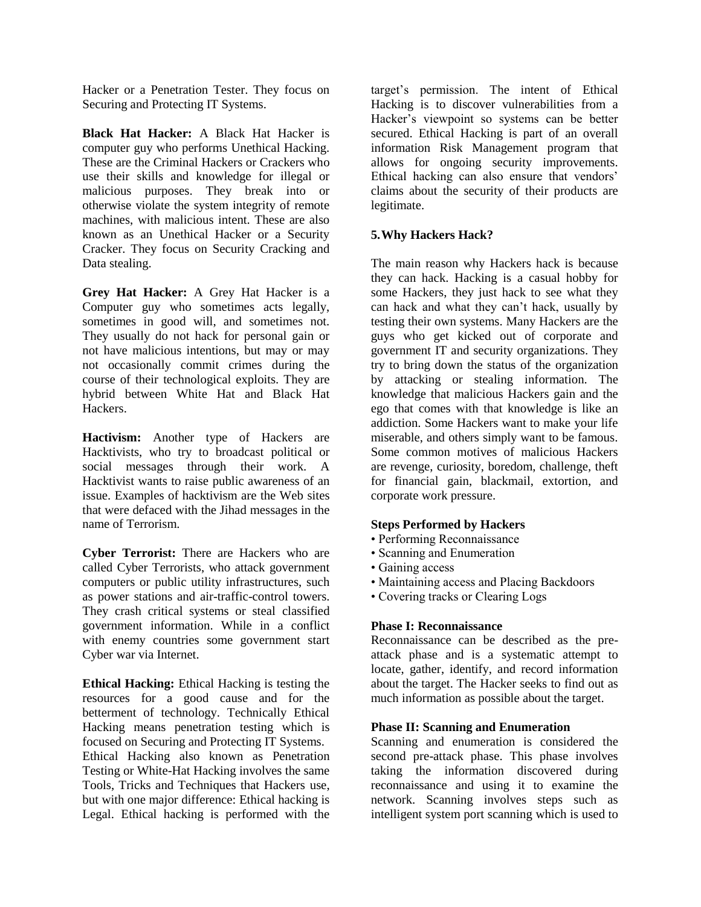Hacker or a Penetration Tester. They focus on Securing and Protecting IT Systems.

**Black Hat Hacker:** A Black Hat Hacker is computer guy who performs Unethical Hacking. These are the Criminal Hackers or Crackers who use their skills and knowledge for illegal or malicious purposes. They break into or otherwise violate the system integrity of remote machines, with malicious intent. These are also known as an Unethical Hacker or a Security Cracker. They focus on Security Cracking and Data stealing.

**Grey Hat Hacker:** A Grey Hat Hacker is a Computer guy who sometimes acts legally, sometimes in good will, and sometimes not. They usually do not hack for personal gain or not have malicious intentions, but may or may not occasionally commit crimes during the course of their technological exploits. They are hybrid between White Hat and Black Hat Hackers.

**Hactivism:** Another type of Hackers are Hacktivists, who try to broadcast political or social messages through their work. A Hacktivist wants to raise public awareness of an issue. Examples of hacktivism are the Web sites that were defaced with the Jihad messages in the name of Terrorism.

**Cyber Terrorist:** There are Hackers who are called Cyber Terrorists, who attack government computers or public utility infrastructures, such as power stations and air-traffic-control towers. They crash critical systems or steal classified government information. While in a conflict with enemy countries some government start Cyber war via Internet.

**Ethical Hacking:** Ethical Hacking is testing the resources for a good cause and for the betterment of technology. Technically Ethical Hacking means penetration testing which is focused on Securing and Protecting IT Systems.
Ethical Hacking also known as Penetration Testing or White-Hat Hacking involves the same Tools, Tricks and Techniques that Hackers use, but with one major difference: Ethical hacking is Legal. Ethical hacking is performed with the target's permission. The intent of Ethical Hacking is to discover vulnerabilities from a Hacker's viewpoint so systems can be better secured. Ethical Hacking is part of an overall information Risk Management program that allows for ongoing security improvements. Ethical hacking can also ensure that vendors' claims about the security of their products are legitimate.

## 5. Why Hackers Hack?

The main reason why Hackers hack is because they can hack. Hacking is a casual hobby for some Hackers, they just hack to see what they can hack and what they can't hack, usually by testing their own systems. Many Hackers are the guys who get kicked out of corporate and government IT and security organizations. They try to bring down the status of the organization by attacking or stealing information. The knowledge that malicious Hackers gain and the ego that comes with that knowledge is like an addiction. Some Hackers want to make your life miserable, and others simply want to be famous. Some common motives of malicious Hackers are revenge, curiosity, boredom, challenge, theft for financial gain, blackmail, extortion, and corporate work pressure.

**Steps Performed by Hackers**

- Performing Reconnaissance
- Scanning and Enumeration
- Gaining access
- Maintaining access and Placing Backdoors
- Covering tracks or Clearing Logs

**Phase I: Reconnaissance**

Reconnaissance can be described as the pre-attack phase and is a systematic attempt to locate, gather, identify, and record information about the target. The Hacker seeks to find out as much information as possible about the target.

**Phase II: Scanning and Enumeration**

Scanning and enumeration is considered the second pre-attack phase. This phase involves taking the information discovered during reconnaissance and using it to examine the network. Scanning involves steps such as intelligent system port scanning which is used to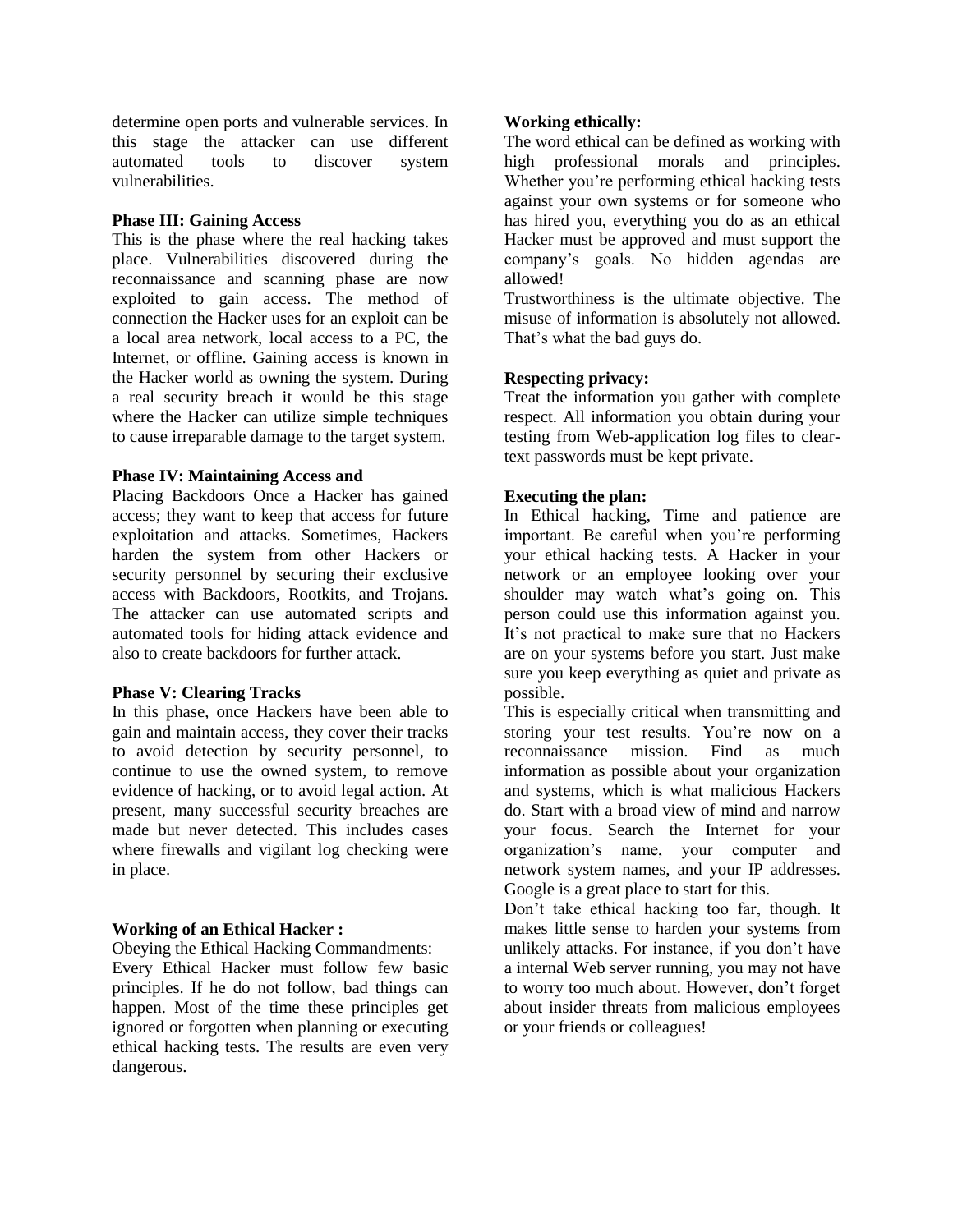determine open ports and vulnerable services. In this stage the attacker can use different automated tools to discover system vulnerabilities.

**Phase III: Gaining Access**

This is the phase where the real hacking takes place. Vulnerabilities discovered during the reconnaissance and scanning phase are now exploited to gain access. The method of connection the Hacker uses for an exploit can be a local area network, local access to a PC, the Internet, or offline. Gaining access is known in the Hacker world as owning the system. During a real security breach it would be this stage where the Hacker can utilize simple techniques to cause irreparable damage to the target system.

**Phase IV: Maintaining Access and**

Placing Backdoors Once a Hacker has gained access; they want to keep that access for future exploitation and attacks. Sometimes, Hackers harden the system from other Hackers or security personnel by securing their exclusive access with Backdoors, Rootkits, and Trojans. The attacker can use automated scripts and automated tools for hiding attack evidence and also to create backdoors for further attack.

**Phase V: Clearing Tracks**

In this phase, once Hackers have been able to gain and maintain access, they cover their tracks to avoid detection by security personnel, to continue to use the owned system, to remove evidence of hacking, or to avoid legal action. At present, many successful security breaches are made but never detected. This includes cases where firewalls and vigilant log checking were in place.

**Working of an Ethical Hacker :**

Obeying the Ethical Hacking Commandments:

Every Ethical Hacker must follow few basic principles. If he do not follow, bad things can happen. Most of the time these principles get ignored or forgotten when planning or executing ethical hacking tests. The results are even very dangerous.

**Working ethically:**

The word ethical can be defined as working with high professional morals and principles. Whether you're performing ethical hacking tests against your own systems or for someone who has hired you, everything you do as an ethical Hacker must be approved and must support the company's goals. No hidden agendas are allowed!

Trustworthiness is the ultimate objective. The misuse of information is absolutely not allowed. That's what the bad guys do.

**Respecting privacy:**

Treat the information you gather with complete respect. All information you obtain during your testing from Web-application log files to clear-text passwords must be kept private.

**Executing the plan:**

In Ethical hacking, Time and patience are important. Be careful when you're performing your ethical hacking tests. A Hacker in your network or an employee looking over your shoulder may watch what's going on. This person could use this information against you. It's not practical to make sure that no Hackers are on your systems before you start. Just make sure you keep everything as quiet and private as possible.

This is especially critical when transmitting and storing your test results. You're now on a reconnaissance mission. Find as much information as possible about your organization and systems, which is what malicious Hackers do. Start with a broad view of mind and narrow your focus. Search the Internet for your organization's name, your computer and network system names, and your IP addresses. Google is a great place to start for this.

Don't take ethical hacking too far, though. It makes little sense to harden your systems from unlikely attacks. For instance, if you don't have a internal Web server running, you may not have to worry too much about. However, don't forget about insider threats from malicious employees or your friends or colleagues!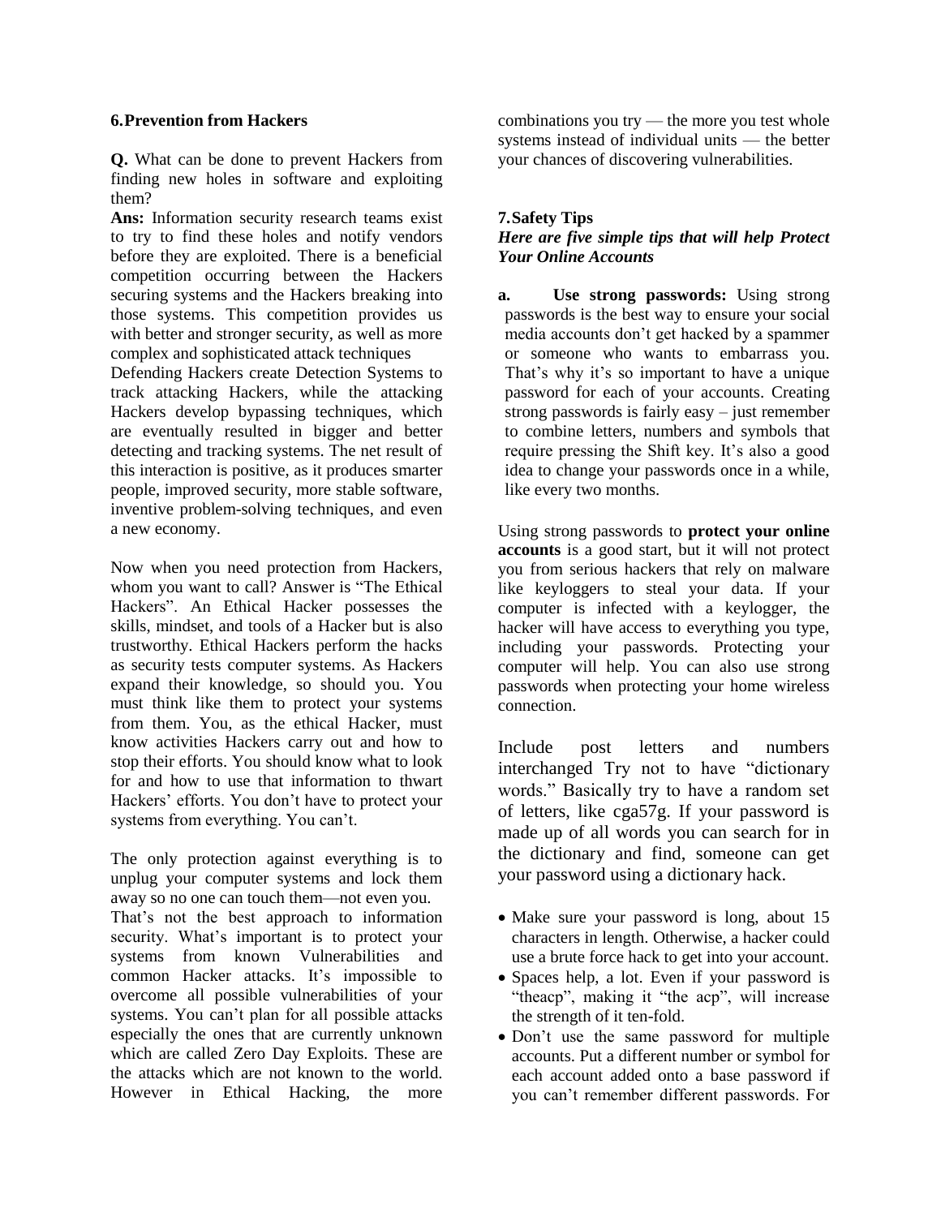## 6. Prevention from Hackers

**Q.** What can be done to prevent Hackers from finding new holes in software and exploiting them?

**Ans:** Information security research teams exist to try to find these holes and notify vendors before they are exploited. There is a beneficial competition occurring between the Hackers securing systems and the Hackers breaking into those systems. This competition provides us with better and stronger security, as well as more complex and sophisticated attack techniques

Defending Hackers create Detection Systems to track attacking Hackers, while the attacking Hackers develop bypassing techniques, which are eventually resulted in bigger and better detecting and tracking systems. The net result of this interaction is positive, as it produces smarter people, improved security, more stable software, inventive problem-solving techniques, and even a new economy.

Now when you need protection from Hackers, whom you want to call? Answer is "The Ethical Hackers". An Ethical Hacker possesses the skills, mindset, and tools of a Hacker but is also trustworthy. Ethical Hackers perform the hacks as security tests computer systems. As Hackers expand their knowledge, so should you. You must think like them to protect your systems from them. You, as the ethical Hacker, must know activities Hackers carry out and how to stop their efforts. You should know what to look for and how to use that information to thwart Hackers' efforts. You don't have to protect your systems from everything. You can't.

The only protection against everything is to unplug your computer systems and lock them away so no one can touch them—not even you.

That's not the best approach to information security. What's important is to protect your systems from known Vulnerabilities and common Hacker attacks. It's impossible to overcome all possible vulnerabilities of your systems. You can't plan for all possible attacks especially the ones that are currently unknown which are called Zero Day Exploits. These are the attacks which are not known to the world. However in Ethical Hacking, the more combinations you try — the more you test whole systems instead of individual units — the better your chances of discovering vulnerabilities.

## 7. Safety Tips

***Here are five simple tips that will help Protect Your Online Accounts***

**a. Use strong passwords:** Using strong passwords is the best way to ensure your social media accounts don't get hacked by a spammer or someone who wants to embarrass you. That's why it's so important to have a unique password for each of your accounts. Creating strong passwords is fairly easy – just remember to combine letters, numbers and symbols that require pressing the Shift key. It's also a good idea to change your passwords once in a while, like every two months.

Using strong passwords to **protect your online accounts** is a good start, but it will not protect you from serious hackers that rely on malware like keyloggers to steal your data. If your computer is infected with a keylogger, the hacker will have access to everything you type, including your passwords. Protecting your computer will help. You can also use strong passwords when protecting your home wireless connection.

Include post letters and numbers interchanged Try not to have "dictionary words." Basically try to have a random set of letters, like cga57g. If your password is made up of all words you can search for in the dictionary and find, someone can get your password using a dictionary hack.

- Make sure your password is long, about 15 characters in length. Otherwise, a hacker could use a brute force hack to get into your account.
- Spaces help, a lot. Even if your password is "theacp", making it "the acp", will increase the strength of it ten-fold.
- Don't use the same password for multiple accounts. Put a different number or symbol for each account added onto a base password if you can't remember different passwords. For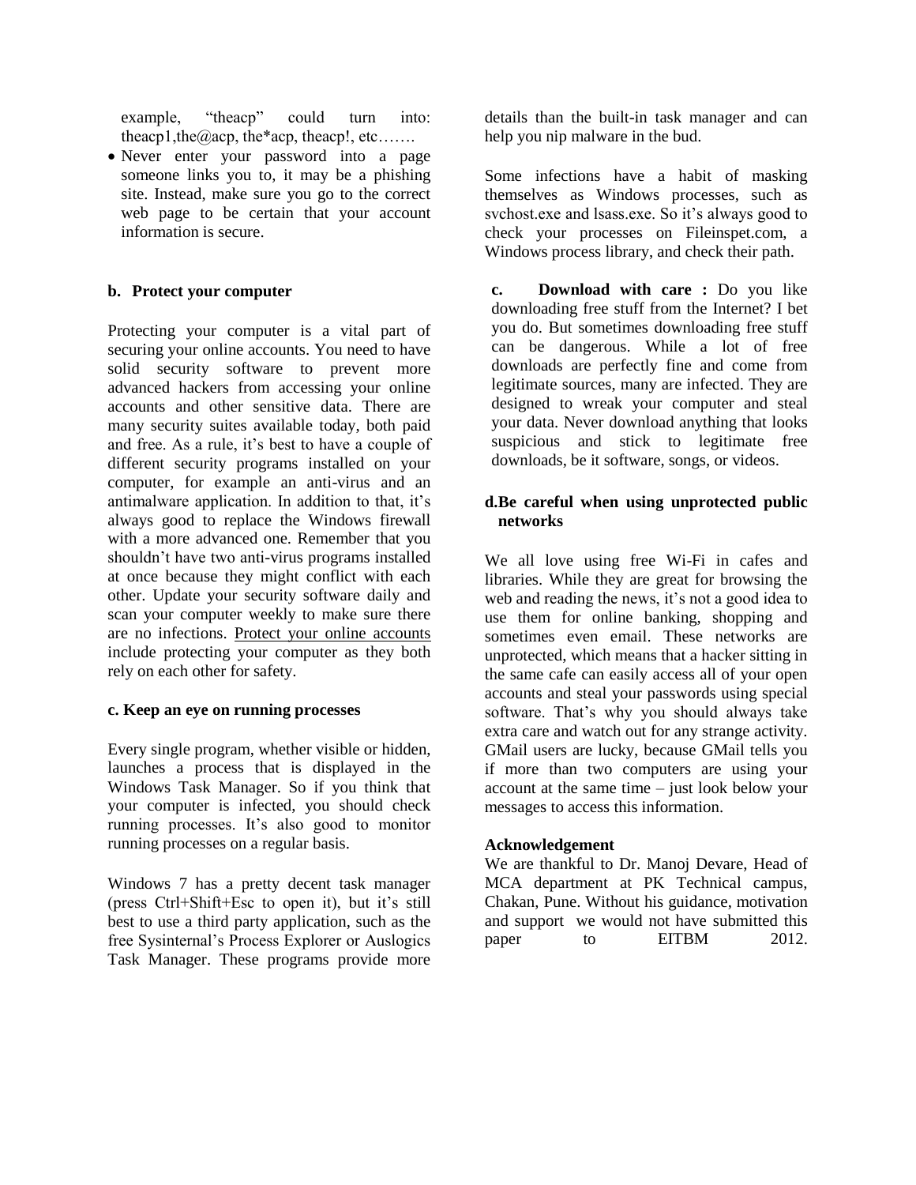example, “theacp” could turn into: theacp1,the@acp, the*acp, theacp!, etc…….

- Never enter your password into a page someone links you to, it may be a phishing site. Instead, make sure you go to the correct web page to be certain that your account information is secure.

**b. Protect your computer**

Protecting your computer is a vital part of securing your online accounts. You need to have solid security software to prevent more advanced hackers from accessing your online accounts and other sensitive data. There are many security suites available today, both paid and free. As a rule, it’s best to have a couple of different security programs installed on your computer, for example an anti-virus and an antimalware application. In addition to that, it’s always good to replace the Windows firewall with a more advanced one. Remember that you shouldn’t have two anti-virus programs installed at once because they might conflict with each other. Update your security software daily and scan your computer weekly to make sure there are no infections. Protect your online accounts include protecting your computer as they both rely on each other for safety.

**c. Keep an eye on running processes**

Every single program, whether visible or hidden, launches a process that is displayed in the Windows Task Manager. So if you think that your computer is infected, you should check running processes. It’s also good to monitor running processes on a regular basis.

Windows 7 has a pretty decent task manager (press Ctrl+Shift+Esc to open it), but it’s still best to use a third party application, such as the free Sysinternal’s Process Explorer or Auslogics Task Manager. These programs provide more details than the built-in task manager and can help you nip malware in the bud.

Some infections have a habit of masking themselves as Windows processes, such as svchost.exe and lsass.exe. So it’s always good to check your processes on Fileinspet.com, a Windows process library, and check their path.

**c. Download with care :** Do you like downloading free stuff from the Internet? I bet you do. But sometimes downloading free stuff can be dangerous. While a lot of free downloads are perfectly fine and come from legitimate sources, many are infected. They are designed to wreak your computer and steal your data. Never download anything that looks suspicious and stick to legitimate free downloads, be it software, songs, or videos.

**d.Be careful when using unprotected public networks**

We all love using free Wi-Fi in cafes and libraries. While they are great for browsing the web and reading the news, it’s not a good idea to use them for online banking, shopping and sometimes even email. These networks are unprotected, which means that a hacker sitting in the same cafe can easily access all of your open accounts and steal your passwords using special software. That’s why you should always take extra care and watch out for any strange activity. GMail users are lucky, because GMail tells you if more than two computers are using your account at the same time – just look below your messages to access this information.

**Acknowledgement**

We are thankful to Dr. Manoj Devare, Head of MCA department at PK Technical campus, Chakan, Pune. Without his guidance, motivation and support we would not have submitted this paper to EITBM 2012.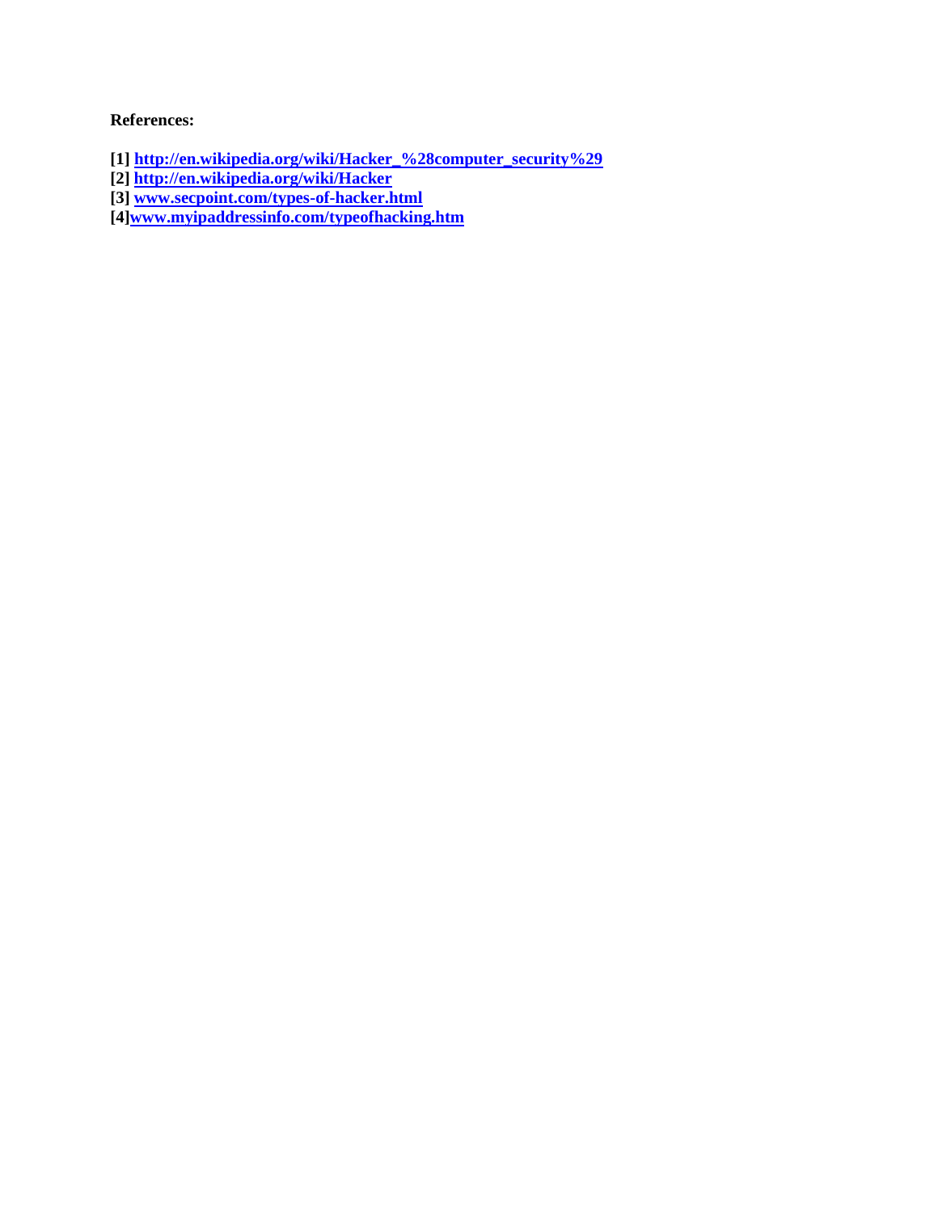**References:**

**[1] http://en.wikipedia.org/wiki/Hacker_%28computer_security%29**
**[2] http://en.wikipedia.org/wiki/Hacker**
**[3] www.secpoint.com/types-of-hacker.html**
**[4]www.myipaddressinfo.com/typeofhacking.htm**